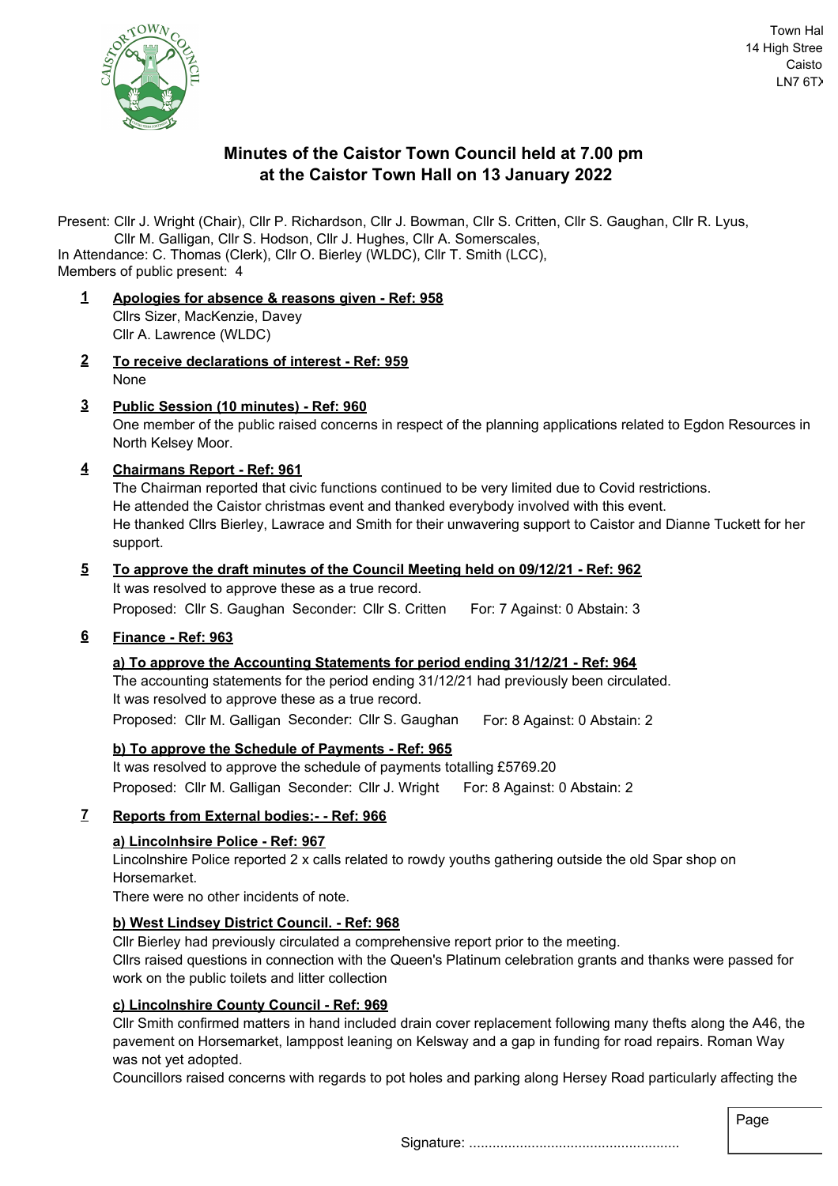Town Hal
14 High Stree
Caisto
LN7 6TX

# Minutes of the Caistor Town Council held at 7.00 pm at the Caistor Town Hall on 13 January 2022

Present: Cllr J. Wright (Chair), Cllr P. Richardson, Cllr J. Bowman, Cllr S. Critten, Cllr S. Gaughan, Cllr R. Lyus, Cllr M. Galligan, Cllr S. Hodson, Cllr J. Hughes, Cllr A. Somerscales,
In Attendance: C. Thomas (Clerk), Cllr O. Bierley (WLDC), Cllr T. Smith (LCC),
Members of public present: 4

## 1 Apologies for absence & reasons given - Ref: 958

Cllrs Sizer, MacKenzie, Davey
Cllr A. Lawrence (WLDC)

## 2 To receive declarations of interest - Ref: 959

None

## 3 Public Session (10 minutes) - Ref: 960

One member of the public raised concerns in respect of the planning applications related to Egdon Resources in North Kelsey Moor.

## 4 Chairmans Report - Ref: 961

The Chairman reported that civic functions continued to be very limited due to Covid restrictions.
He attended the Caistor christmas event and thanked everybody involved with this event.
He thanked Cllrs Bierley, Lawrace and Smith for their unwavering support to Caistor and Dianne Tuckett for her support.

## 5 To approve the draft minutes of the Council Meeting held on 09/12/21 - Ref: 962

It was resolved to approve these as a true record.
Proposed: Cllr S. Gaughan Seconder: Cllr S. Critten For: 7 Against: 0 Abstain: 3

## 6 Finance - Ref: 963

### a) To approve the Accounting Statements for period ending 31/12/21 - Ref: 964

The accounting statements for the period ending 31/12/21 had previously been circulated.
It was resolved to approve these as a true record.
Proposed: Cllr M. Galligan Seconder: Cllr S. Gaughan For: 8 Against: 0 Abstain: 2

### b) To approve the Schedule of Payments - Ref: 965

It was resolved to approve the schedule of payments totalling £5769.20
Proposed: Cllr M. Galligan Seconder: Cllr J. Wright For: 8 Against: 0 Abstain: 2

## 7 Reports from External bodies:- - Ref: 966

### a) Lincolnhsire Police - Ref: 967

Lincolnshire Police reported 2 x calls related to rowdy youths gathering outside the old Spar shop on Horsemarket.
There were no other incidents of note.

### b) West Lindsey District Council. - Ref: 968

Cllr Bierley had previously circulated a comprehensive report prior to the meeting.
Cllrs raised questions in connection with the Queen's Platinum celebration grants and thanks were passed for work on the public toilets and litter collection

### c) Lincolnshire County Council - Ref: 969

Cllr Smith confirmed matters in hand included drain cover replacement following many thefts along the A46, the pavement on Horsemarket, lamppost leaning on Kelsway and a gap in funding for road repairs. Roman Way was not yet adopted.
Councillors raised concerns with regards to pot holes and parking along Hersey Road particularly affecting the

Signature: ......................................................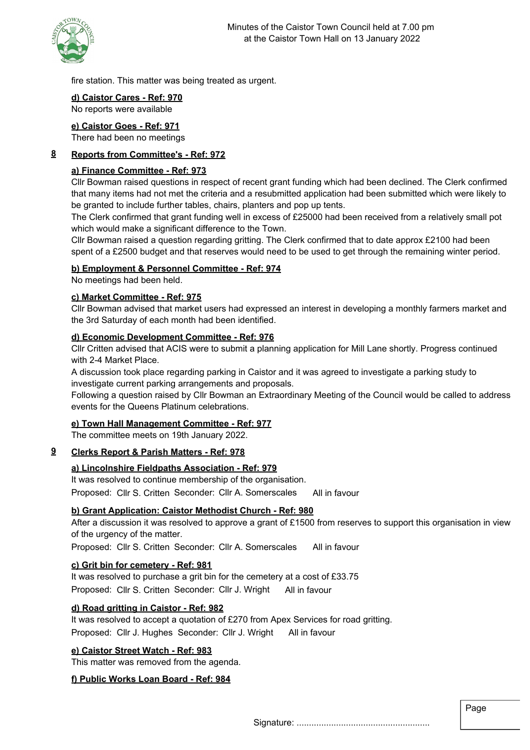fire station. This matter was being treated as urgent.

**d) Caistor Cares - Ref: 970**

No reports were available

**e) Caistor Goes - Ref: 971**

There had been no meetings

## 8 Reports from Committee's - Ref: 972

**a) Finance Committee - Ref: 973**

Cllr Bowman raised questions in respect of recent grant funding which had been declined. The Clerk confirmed that many items had not met the criteria and a resubmitted application had been submitted which were likely to be granted to include further tables, chairs, planters and pop up tents.

The Clerk confirmed that grant funding well in excess of £25000 had been received from a relatively small pot which would make a significant difference to the Town.

Cllr Bowman raised a question regarding gritting. The Clerk confirmed that to date approx £2100 had been spent of a £2500 budget and that reserves would need to be used to get through the remaining winter period.

**b) Employment & Personnel Committee - Ref: 974**

No meetings had been held.

**c) Market Committee - Ref: 975**

Cllr Bowman advised that market users had expressed an interest in developing a monthly farmers market and the 3rd Saturday of each month had been identified.

**d) Economic Development Committee - Ref: 976**

Cllr Critten advised that ACIS were to submit a planning application for Mill Lane shortly. Progress continued with 2-4 Market Place.

A discussion took place regarding parking in Caistor and it was agreed to investigate a parking study to investigate current parking arrangements and proposals.

Following a question raised by Cllr Bowman an Extraordinary Meeting of the Council would be called to address events for the Queens Platinum celebrations.

**e) Town Hall Management Committee - Ref: 977**

The committee meets on 19th January 2022.

## 9 Clerks Report & Parish Matters - Ref: 978

**a) Lincolnshire Fieldpaths Association - Ref: 979**

It was resolved to continue membership of the organisation.

Proposed: Cllr S. Critten Seconder: Cllr A. Somerscales All in favour

**b) Grant Application: Caistor Methodist Church - Ref: 980**

After a discussion it was resolved to approve a grant of £1500 from reserves to support this organisation in view of the urgency of the matter.

Proposed: Cllr S. Critten Seconder: Cllr A. Somerscales All in favour

**c) Grit bin for cemetery - Ref: 981**

It was resolved to purchase a grit bin for the cemetery at a cost of £33.75

Proposed: Cllr S. Critten Seconder: Cllr J. Wright All in favour

**d) Road gritting in Caistor - Ref: 982**

It was resolved to accept a quotation of £270 from Apex Services for road gritting.

Proposed: Cllr J. Hughes Seconder: Cllr J. Wright All in favour

**e) Caistor Street Watch - Ref: 983**

This matter was removed from the agenda.

**f) Public Works Loan Board - Ref: 984**

Signature: ......................................................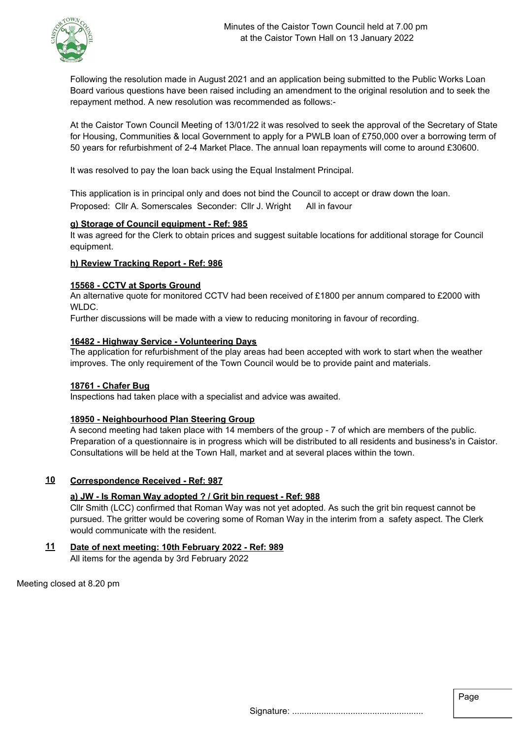Following the resolution made in August 2021 and an application being submitted to the Public Works Loan Board various questions have been raised including an amendment to the original resolution and to seek the repayment method. A new resolution was recommended as follows:-

At the Caistor Town Council Meeting of 13/01/22 it was resolved to seek the approval of the Secretary of State for Housing, Communities & local Government to apply for a PWLB loan of £750,000 over a borrowing term of 50 years for refurbishment of 2-4 Market Place. The annual loan repayments will come to around £30600.

It was resolved to pay the loan back using the Equal Instalment Principal.

This application is in principal only and does not bind the Council to accept or draw down the loan.
Proposed: Cllr A. Somerscales Seconder: Cllr J. Wright All in favour

**g) Storage of Council equipment - Ref: 985**

It was agreed for the Clerk to obtain prices and suggest suitable locations for additional storage for Council equipment.

**h) Review Tracking Report - Ref: 986**

**15568 - CCTV at Sports Ground**

An alternative quote for monitored CCTV had been received of £1800 per annum compared to £2000 with WLDC.
Further discussions will be made with a view to reducing monitoring in favour of recording.

**16482 - Highway Service - Volunteering Days**

The application for refurbishment of the play areas had been accepted with work to start when the weather improves. The only requirement of the Town Council would be to provide paint and materials.

**18761 - Chafer Bug**

Inspections had taken place with a specialist and advice was awaited.

**18950 - Neighbourhood Plan Steering Group**

A second meeting had taken place with 14 members of the group - 7 of which are members of the public. Preparation of a questionnaire is in progress which will be distributed to all residents and business's in Caistor. Consultations will be held at the Town Hall, market and at several places within the town.

## 10 Correspondence Received - Ref: 987

**a) JW - Is Roman Way adopted ? / Grit bin request - Ref: 988**

Cllr Smith (LCC) confirmed that Roman Way was not yet adopted. As such the grit bin request cannot be pursued. The gritter would be covering some of Roman Way in the interim from a safety aspect. The Clerk would communicate with the resident.

## 11 Date of next meeting: 10th February 2022 - Ref: 989

All items for the agenda by 3rd February 2022

Meeting closed at 8.20 pm

Signature: ......................................................